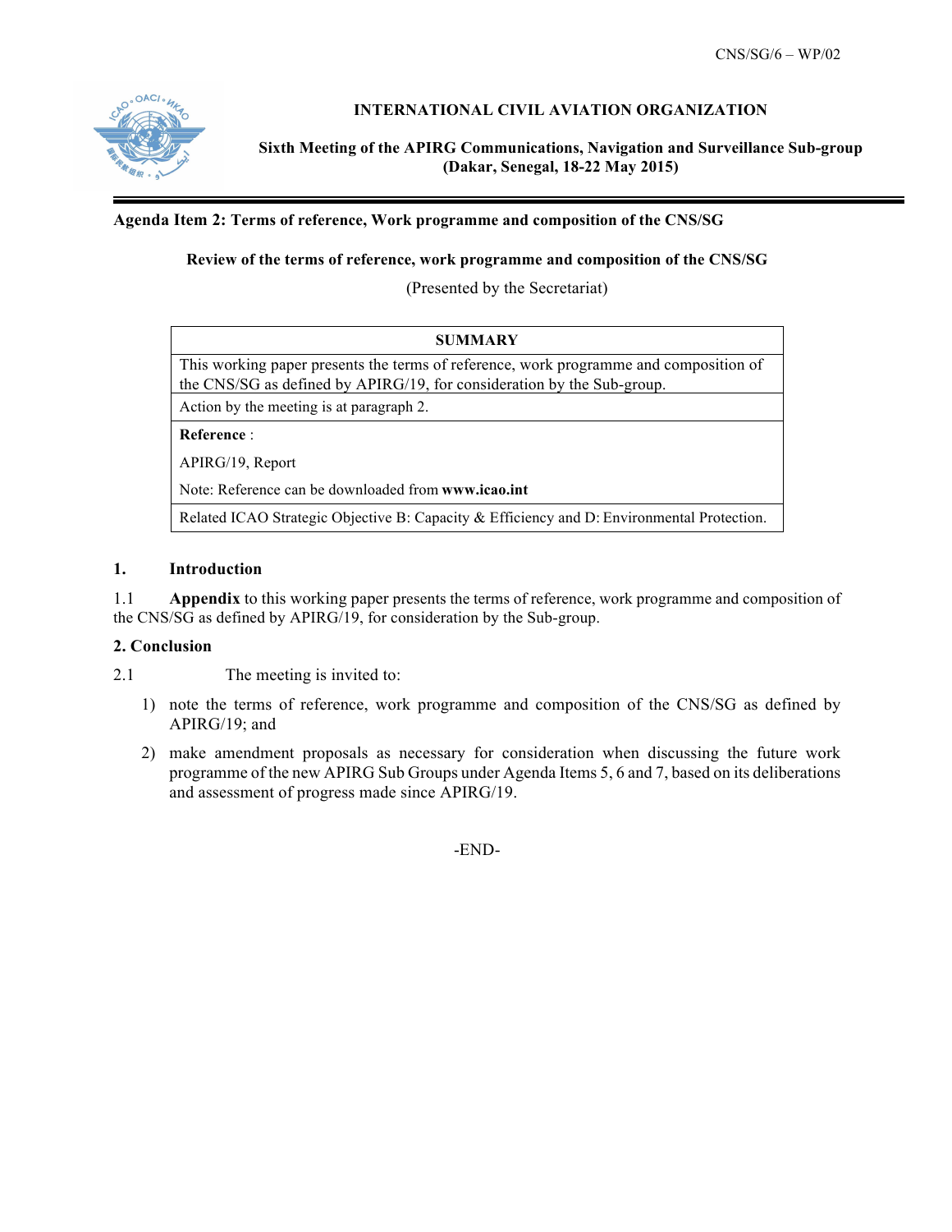CNS/SG/6 – WP/02

**INTERNATIONAL CIVIL AVIATION ORGANIZATION**

**Sixth Meeting of the APIRG Communications, Navigation and Surveillance Sub-group (Dakar, Senegal, 18-22 May 2015)**

---

**Agenda Item 2: Terms of reference, Work programme and composition of the CNS/SG**

**Review of the terms of reference, work programme and composition of the CNS/SG**

(Presented by the Secretariat)

| **SUMMARY** |
|---|
| This working paper presents the terms of reference, work programme and composition of the CNS/SG as defined by APIRG/19, for consideration by the Sub-group. |
| Action by the meeting is at paragraph 2. |
| **Reference** :<br><br>APIRG/19, Report<br><br>Note: Reference can be downloaded from **www.icao.int** |
| Related ICAO Strategic Objective B: Capacity & Efficiency and D: Environmental Protection. |

## 1. Introduction

1.1 **Appendix** to this working paper presents the terms of reference, work programme and composition of the CNS/SG as defined by APIRG/19, for consideration by the Sub-group.

## 2. Conclusion

2.1 The meeting is invited to:

1) note the terms of reference, work programme and composition of the CNS/SG as defined by APIRG/19; and

2) make amendment proposals as necessary for consideration when discussing the future work programme of the new APIRG Sub Groups under Agenda Items 5, 6 and 7, based on its deliberations and assessment of progress made since APIRG/19.

-END-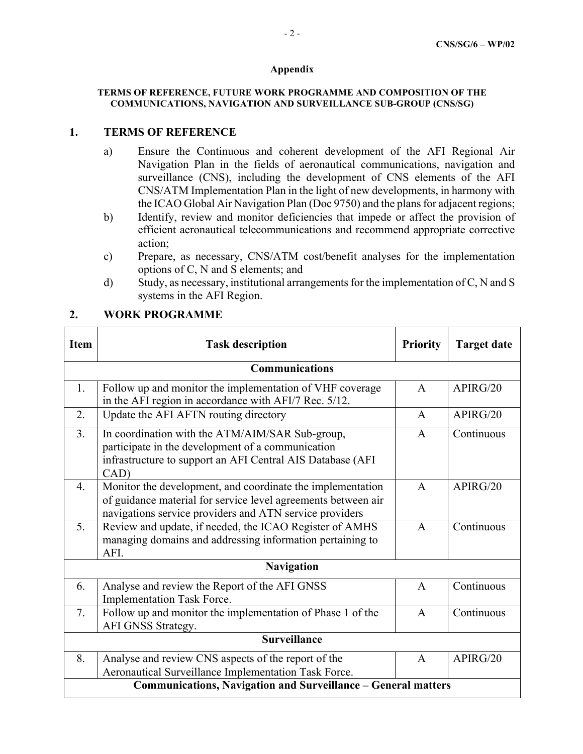**Appendix**

**TERMS OF REFERENCE, FUTURE WORK PROGRAMME AND COMPOSITION OF THE COMMUNICATIONS, NAVIGATION AND SURVEILLANCE SUB-GROUP (CNS/SG)**

## 1. TERMS OF REFERENCE

a) Ensure the Continuous and coherent development of the AFI Regional Air Navigation Plan in the fields of aeronautical communications, navigation and surveillance (CNS), including the development of CNS elements of the AFI CNS/ATM Implementation Plan in the light of new developments, in harmony with the ICAO Global Air Navigation Plan (Doc 9750) and the plans for adjacent regions;

b) Identify, review and monitor deficiencies that impede or affect the provision of efficient aeronautical telecommunications and recommend appropriate corrective action;

c) Prepare, as necessary, CNS/ATM cost/benefit analyses for the implementation options of C, N and S elements; and

d) Study, as necessary, institutional arrangements for the implementation of C, N and S systems in the AFI Region.

## 2. WORK PROGRAMME

| Item | Task description | Priority | Target date |
|---|---|---|---|
| | **Communications** | | |
| 1. | Follow up and monitor the implementation of VHF coverage in the AFI region in accordance with AFI/7 Rec. 5/12. | A | APIRG/20 |
| 2. | Update the AFI AFTN routing directory | A | APIRG/20 |
| 3. | In coordination with the ATM/AIM/SAR Sub-group, participate in the development of a communication infrastructure to support an AFI Central AIS Database (AFI CAD) | A | Continuous |
| 4. | Monitor the development, and coordinate the implementation of guidance material for service level agreements between air navigations service providers and ATN service providers | A | APIRG/20 |
| 5. | Review and update, if needed, the ICAO Register of AMHS managing domains and addressing information pertaining to AFI. | A | Continuous |
| | **Navigation** | | |
| 6. | Analyse and review the Report of the AFI GNSS Implementation Task Force. | A | Continuous |
| 7. | Follow up and monitor the implementation of Phase 1 of the AFI GNSS Strategy. | A | Continuous |
| | **Surveillance** | | |
| 8. | Analyse and review CNS aspects of the report of the Aeronautical Surveillance Implementation Task Force. | A | APIRG/20 |
| | **Communications, Navigation and Surveillance – General matters** | | |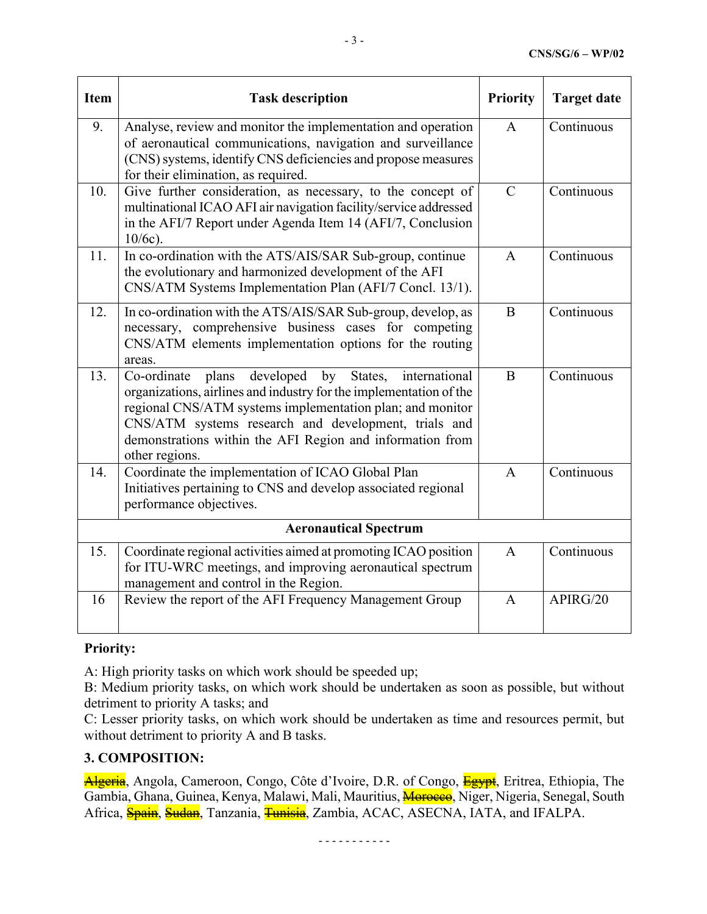| Item | Task description | Priority | Target date |
|---|---|---|---|
| 9. | Analyse, review and monitor the implementation and operation of aeronautical communications, navigation and surveillance (CNS) systems, identify CNS deficiencies and propose measures for their elimination, as required. | A | Continuous |
| 10. | Give further consideration, as necessary, to the concept of multinational ICAO AFI air navigation facility/service addressed in the AFI/7 Report under Agenda Item 14 (AFI/7, Conclusion 10/6c). | C | Continuous |
| 11. | In co-ordination with the ATS/AIS/SAR Sub-group, continue the evolutionary and harmonized development of the AFI CNS/ATM Systems Implementation Plan (AFI/7 Concl. 13/1). | A | Continuous |
| 12. | In co-ordination with the ATS/AIS/SAR Sub-group, develop, as necessary, comprehensive business cases for competing CNS/ATM elements implementation options for the routing areas. | B | Continuous |
| 13. | Co-ordinate plans developed by States, international organizations, airlines and industry for the implementation of the regional CNS/ATM systems implementation plan; and monitor CNS/ATM systems research and development, trials and demonstrations within the AFI Region and information from other regions. | B | Continuous |
| 14. | Coordinate the implementation of ICAO Global Plan Initiatives pertaining to CNS and develop associated regional performance objectives. | A | Continuous |
| | **Aeronautical Spectrum** | | |
| 15. | Coordinate regional activities aimed at promoting ICAO position for ITU-WRC meetings, and improving aeronautical spectrum management and control in the Region. | A | Continuous |
| 16 | Review the report of the AFI Frequency Management Group | A | APIRG/20 |

**Priority:**

A: High priority tasks on which work should be speeded up;

B: Medium priority tasks, on which work should be undertaken as soon as possible, but without detriment to priority A tasks; and

C: Lesser priority tasks, on which work should be undertaken as time and resources permit, but without detriment to priority A and B tasks.

**3. COMPOSITION:**

~~Algeria~~, Angola, Cameroon, Congo, Côte d'Ivoire, D.R. of Congo, ~~Egypt~~, Eritrea, Ethiopia, The Gambia, Ghana, Guinea, Kenya, Malawi, Mali, Mauritius, ~~Morocco~~, Niger, Nigeria, Senegal, South Africa, ~~Spain~~, ~~Sudan~~, Tanzania, ~~Tunisia~~, Zambia, ACAC, ASECNA, IATA, and IFALPA.

- - - - - - - - - - -